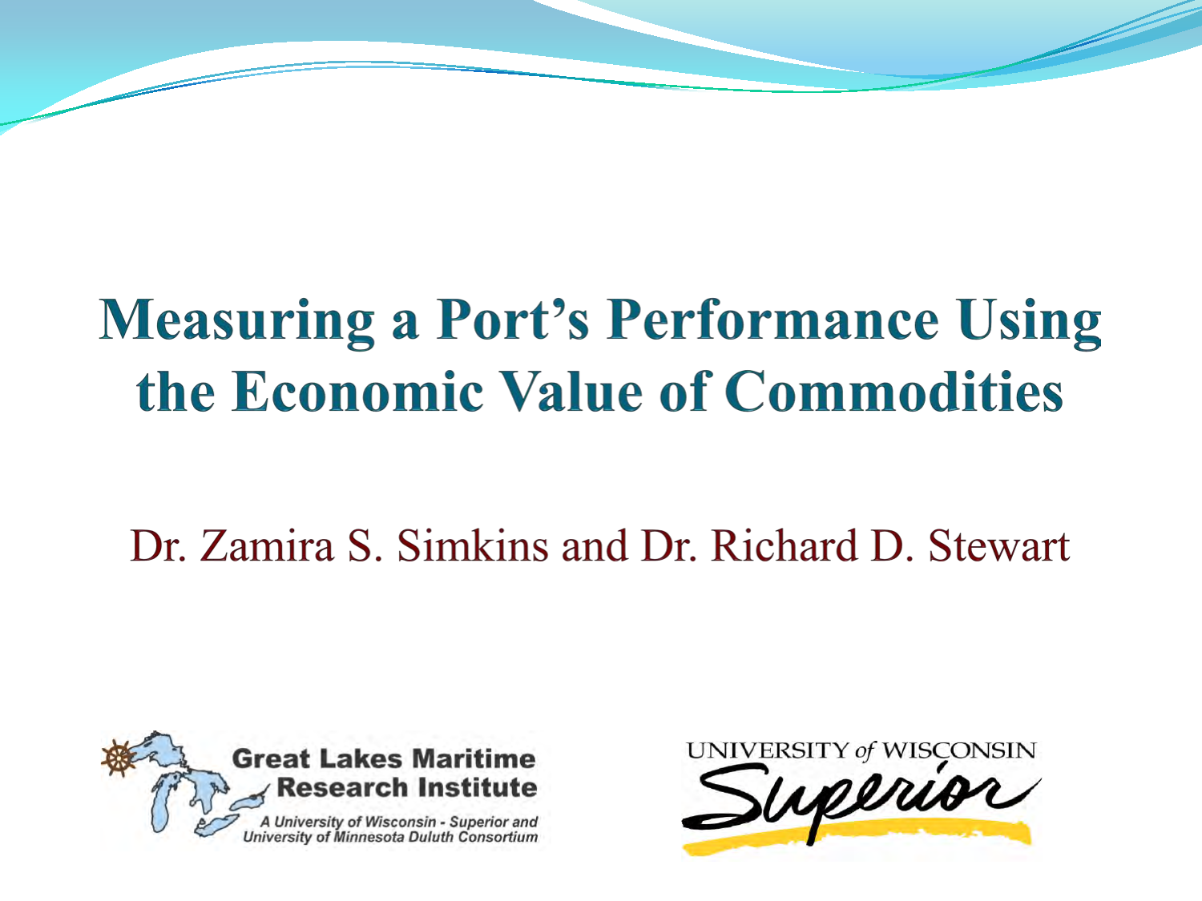# Measuring a Port's Performance Using the Economic Value of Commodities

Dr. Zamira S. Simkins and Dr. Richard D. Stewart

Great Lakes Maritime Research Institute

*A University of Wisconsin - Superior and University of Minnesota Duluth Consortium*

UNIVERSITY *of* WISCONSIN Superior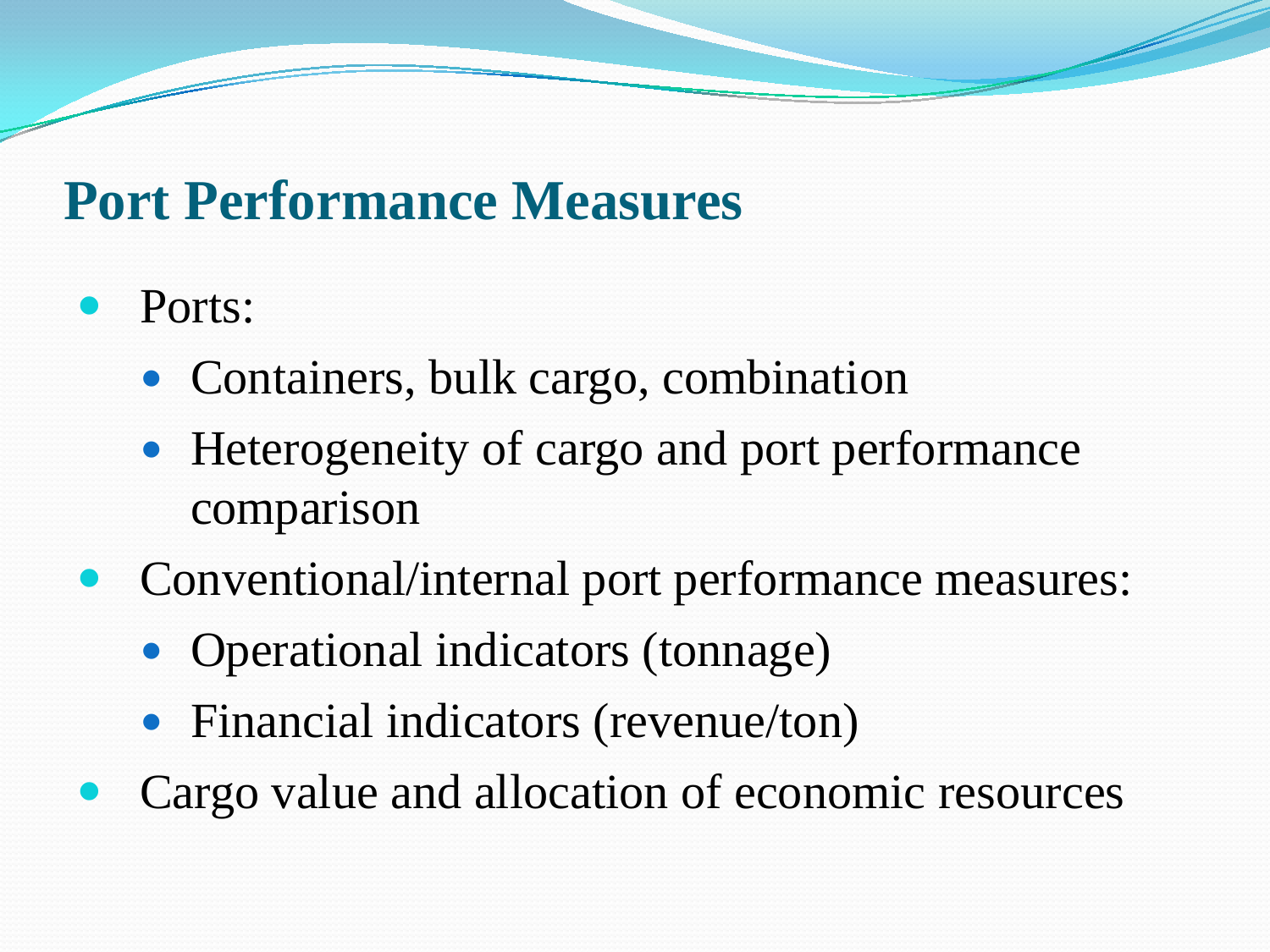## Port Performance Measures

- Ports:
  - Containers, bulk cargo, combination
  - Heterogeneity of cargo and port performance comparison
- Conventional/internal port performance measures:
  - Operational indicators (tonnage)
  - Financial indicators (revenue/ton)
- Cargo value and allocation of economic resources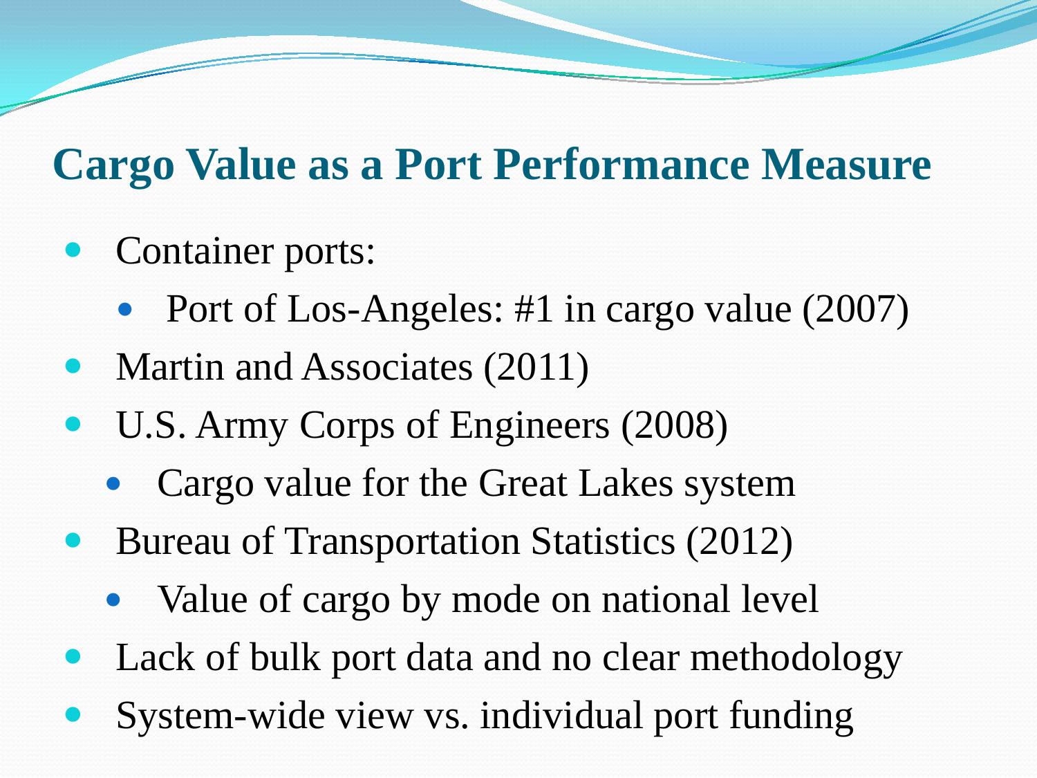# Cargo Value as a Port Performance Measure

- Container ports:
  - Port of Los-Angeles: #1 in cargo value (2007)
- Martin and Associates (2011)
- U.S. Army Corps of Engineers (2008)
  - Cargo value for the Great Lakes system
- Bureau of Transportation Statistics (2012)
  - Value of cargo by mode on national level
- Lack of bulk port data and no clear methodology
- System-wide view vs. individual port funding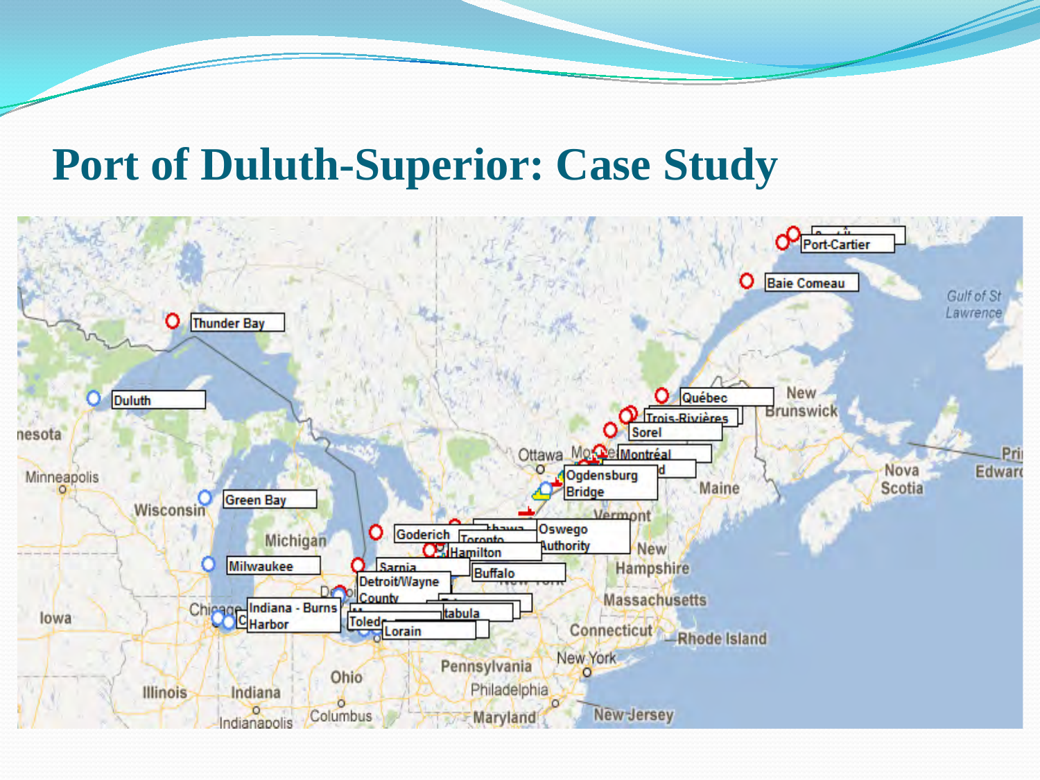# Port of Duluth-Superior: Case Study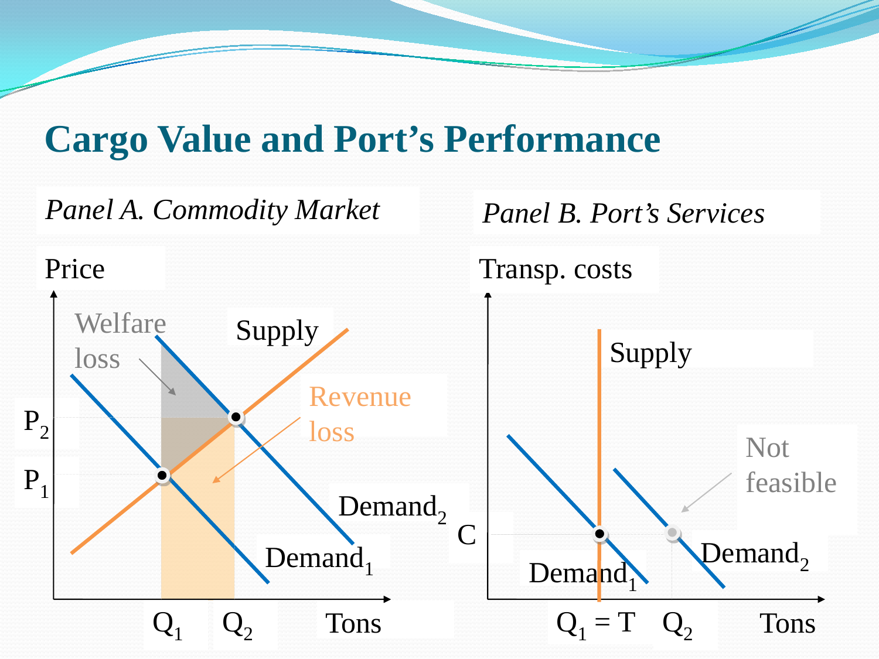# Cargo Value and Port's Performance

*Panel A. Commodity Market*

Price

Welfare loss

Supply

Revenue loss

$P_2$

$P_1$

Demand$_2$

Demand$_1$

$Q_1$ $Q_2$ Tons

*Panel B. Port's Services*

Transp. costs

Supply

Not feasible

C

Demand$_1$

Demand$_2$

$Q_1 = T$ $Q_2$ Tons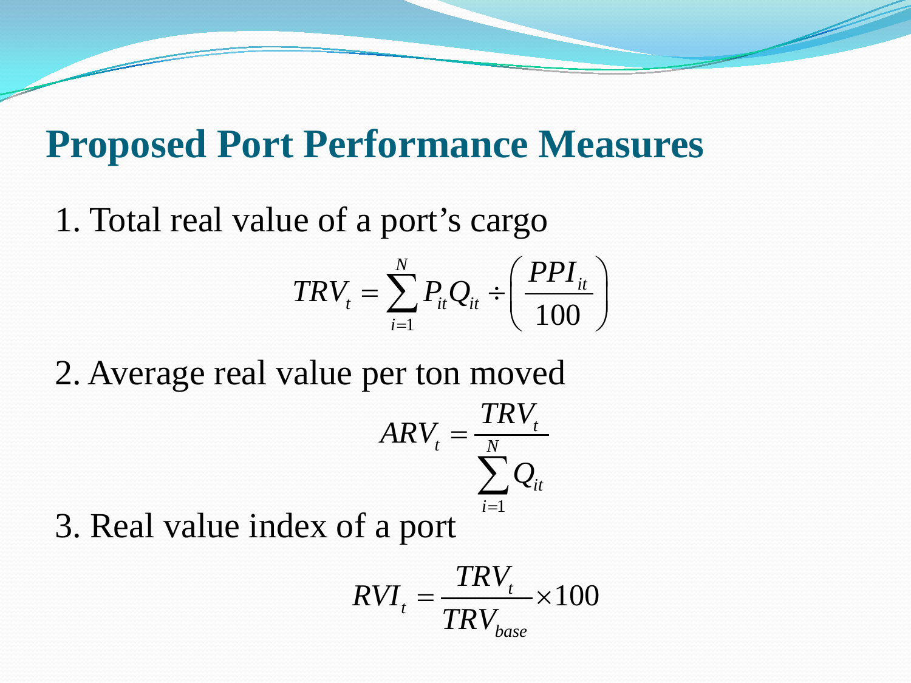# Proposed Port Performance Measures

1. Total real value of a port’s cargo

$$TRV_t = \sum_{i=1}^{N} P_{it} Q_{it} \div \left( \frac{PPI_{it}}{100} \right)$$

2. Average real value per ton moved

$$ARV_t = \frac{TRV_t}{\sum_{i=1}^{N} Q_{it}}$$

3. Real value index of a port

$$RVI_t = \frac{TRV_t}{TRV_{base}} \times 100$$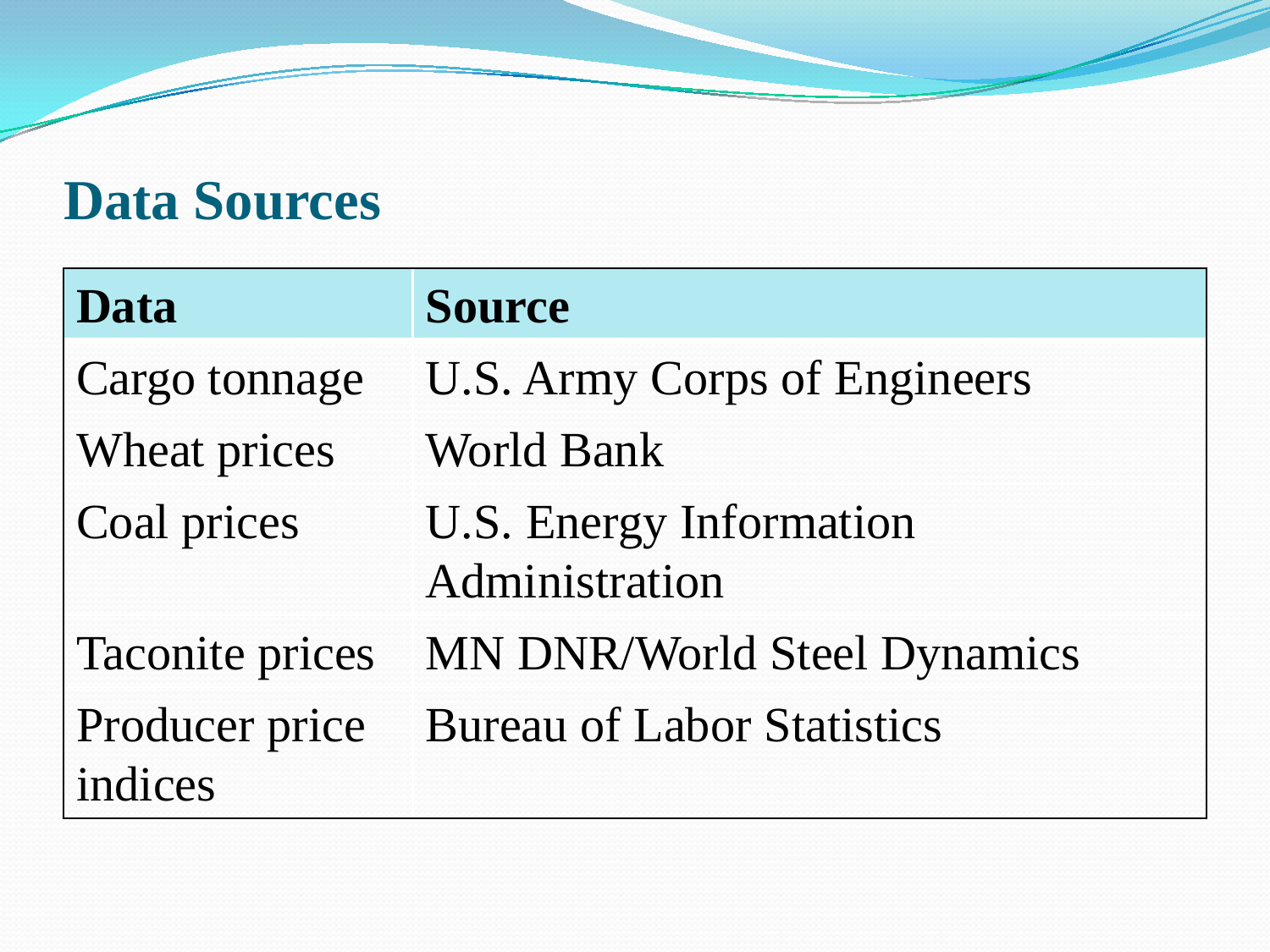## Data Sources

| Data | Source |
|---|---|
| Cargo tonnage | U.S. Army Corps of Engineers |
| Wheat prices | World Bank |
| Coal prices | U.S. Energy Information Administration |
| Taconite prices | MN DNR/World Steel Dynamics |
| Producer price indices | Bureau of Labor Statistics |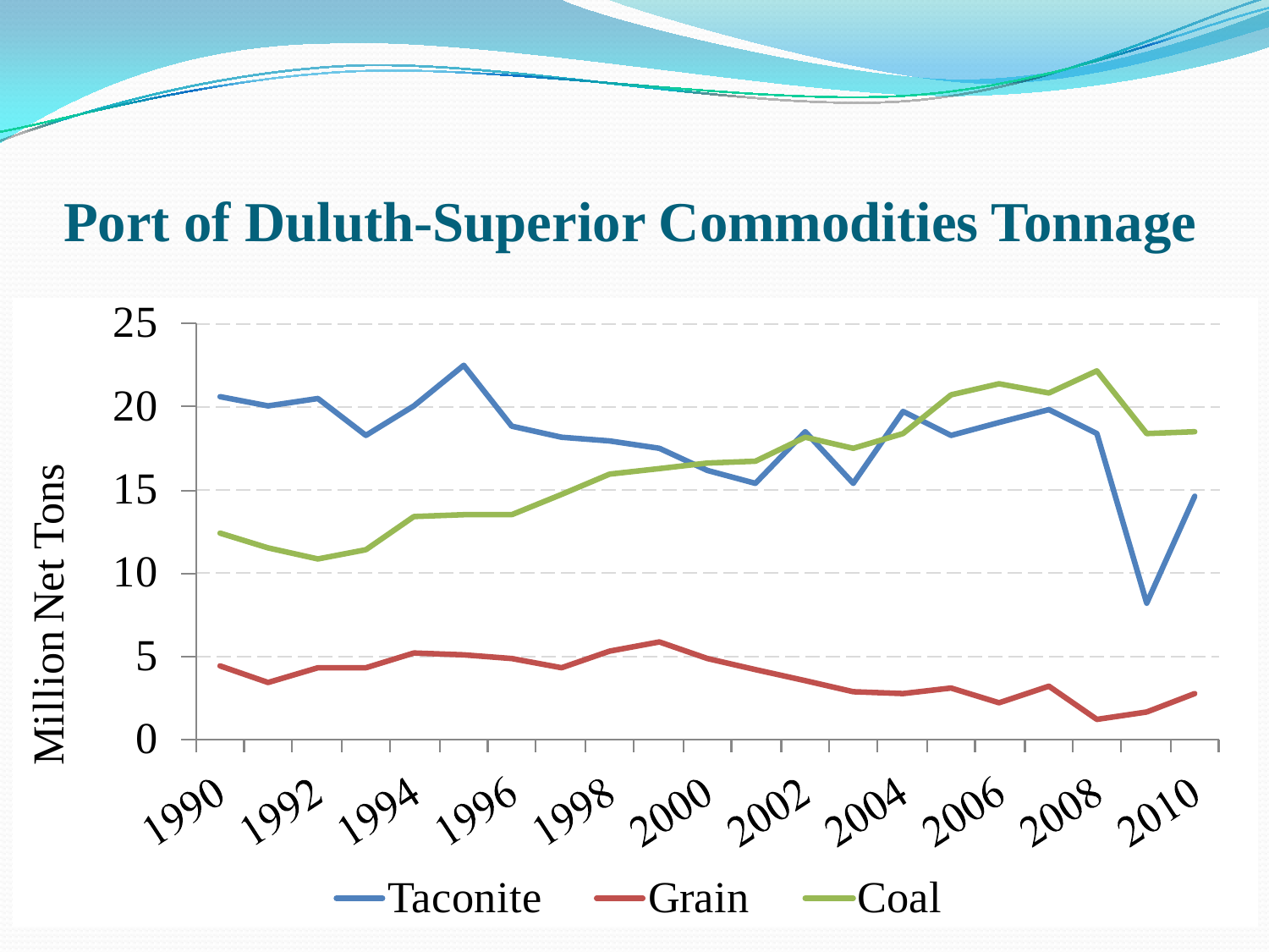# Port of Duluth-Superior Commodities Tonnage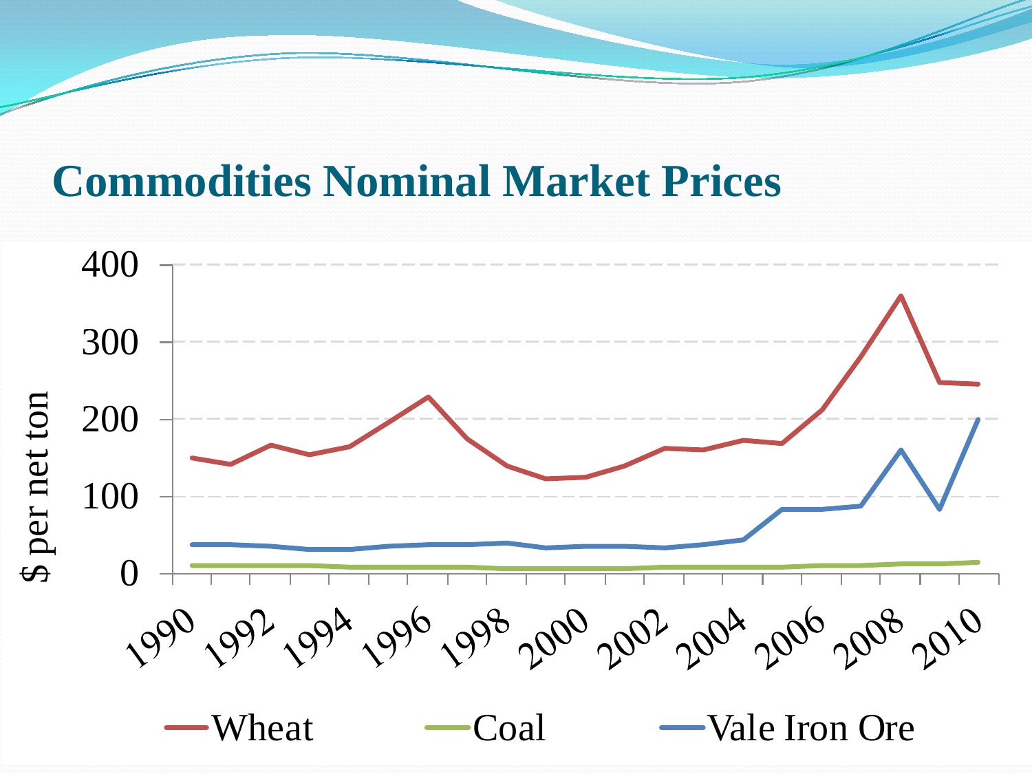# Commodities Nominal Market Prices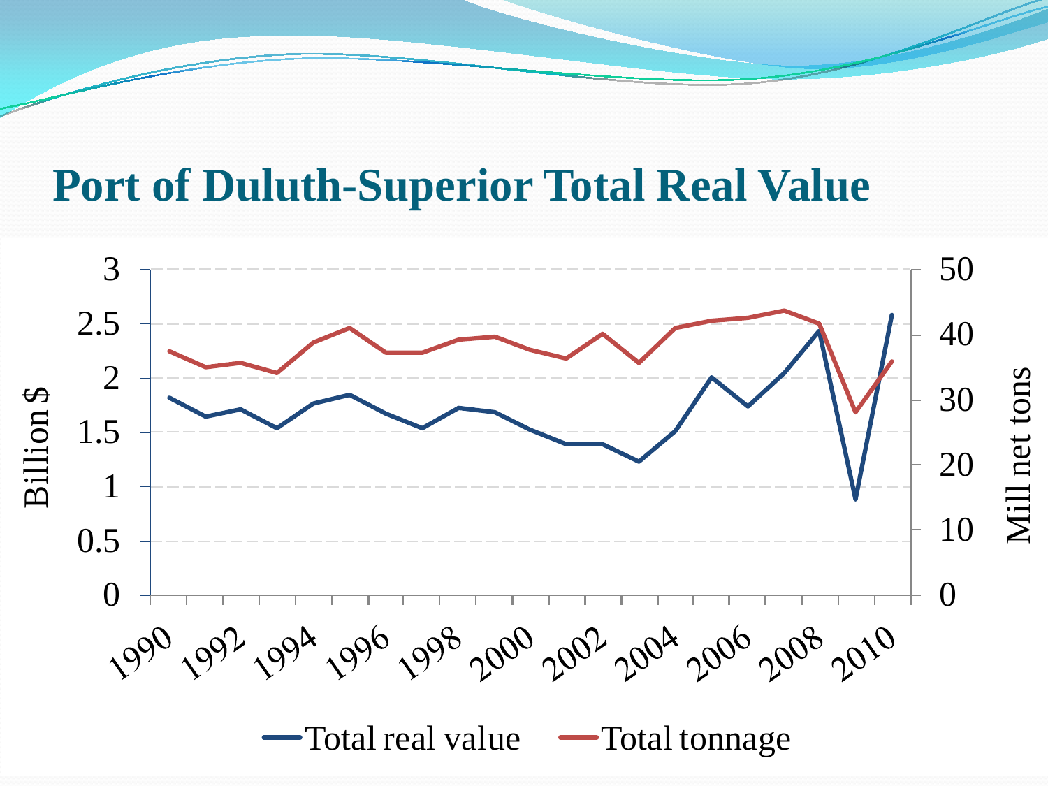# Port of Duluth-Superior Total Real Value

Billion $

3
2.5
2
1.5
1
0.5
0

Mill net tons

50
40
30
20
10
0

1990 1992 1994 1996 1998 2000 2002 2004 2006 2008 2010

Total real value — Total tonnage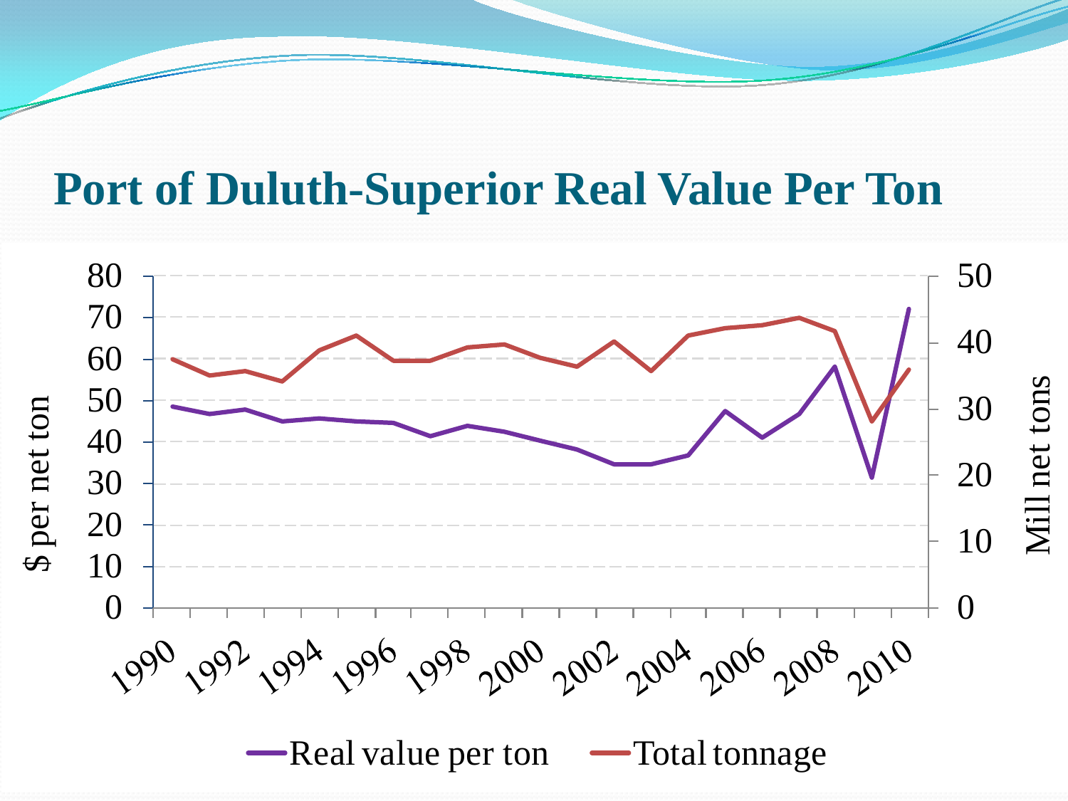# Port of Duluth-Superior Real Value Per Ton

$ per net ton | Mill net tons

Real value per ton | Total tonnage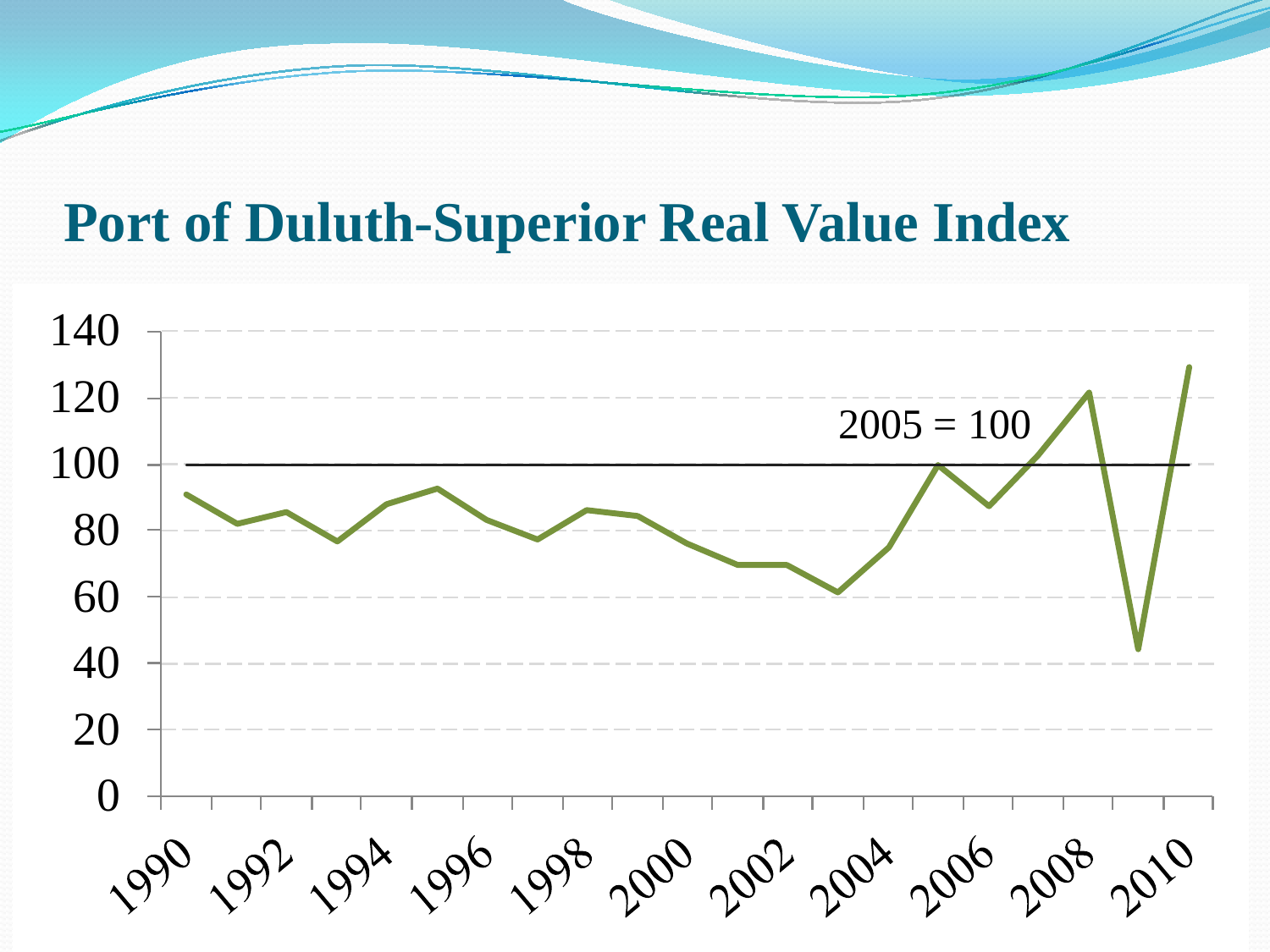# Port of Duluth-Superior Real Value Index

2005 = 100

140
120
100
80
60
40
20
0

1990 1992 1994 1996 1998 2000 2002 2004 2006 2008 2010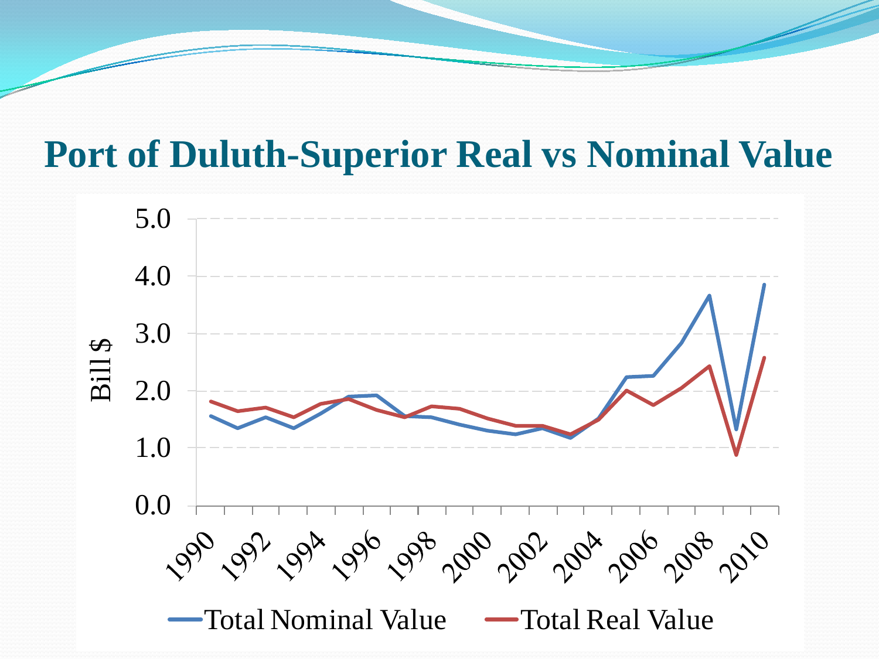# Port of Duluth-Superior Real vs Nominal Value

Bill $

5.0
4.0
3.0
2.0
1.0
0.0

1990 1992 1994 1996 1998 2000 2002 2004 2006 2008 2010

Total Nominal Value    Total Real Value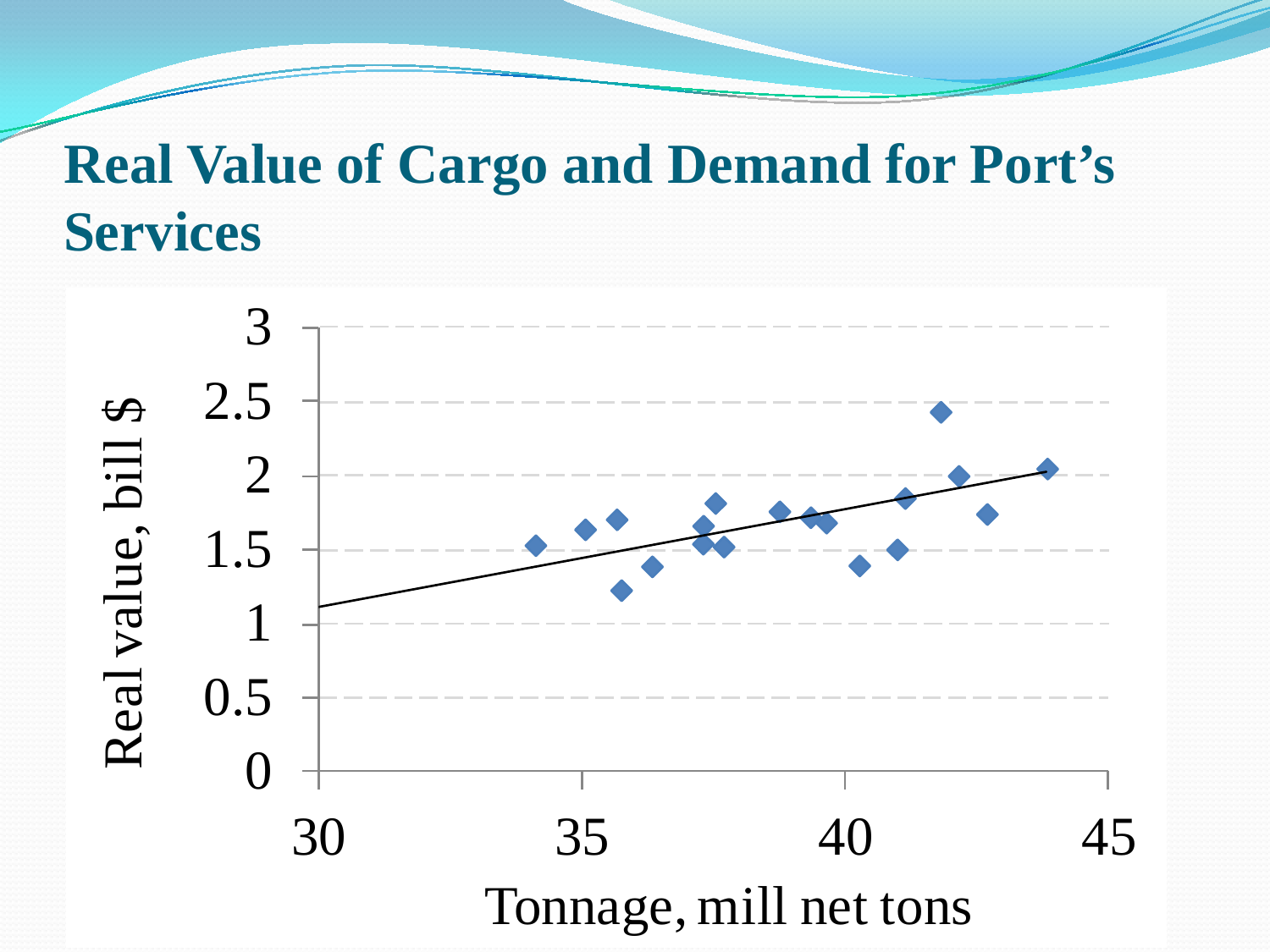# Real Value of Cargo and Demand for Port's Services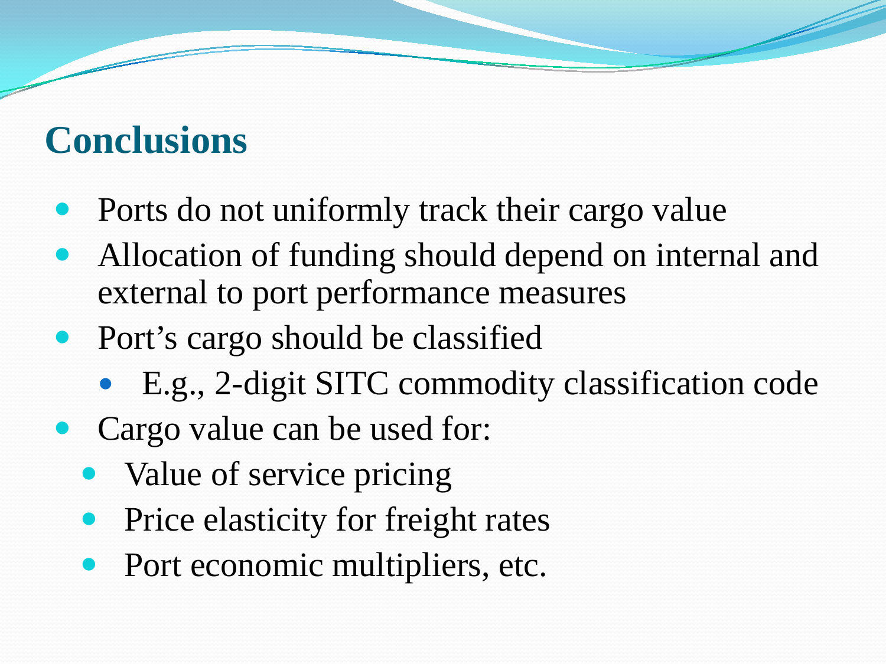## Conclusions

- Ports do not uniformly track their cargo value
- Allocation of funding should depend on internal and external to port performance measures
- Port’s cargo should be classified
  - E.g., 2-digit SITC commodity classification code
- Cargo value can be used for:
  - Value of service pricing
  - Price elasticity for freight rates
  - Port economic multipliers, etc.